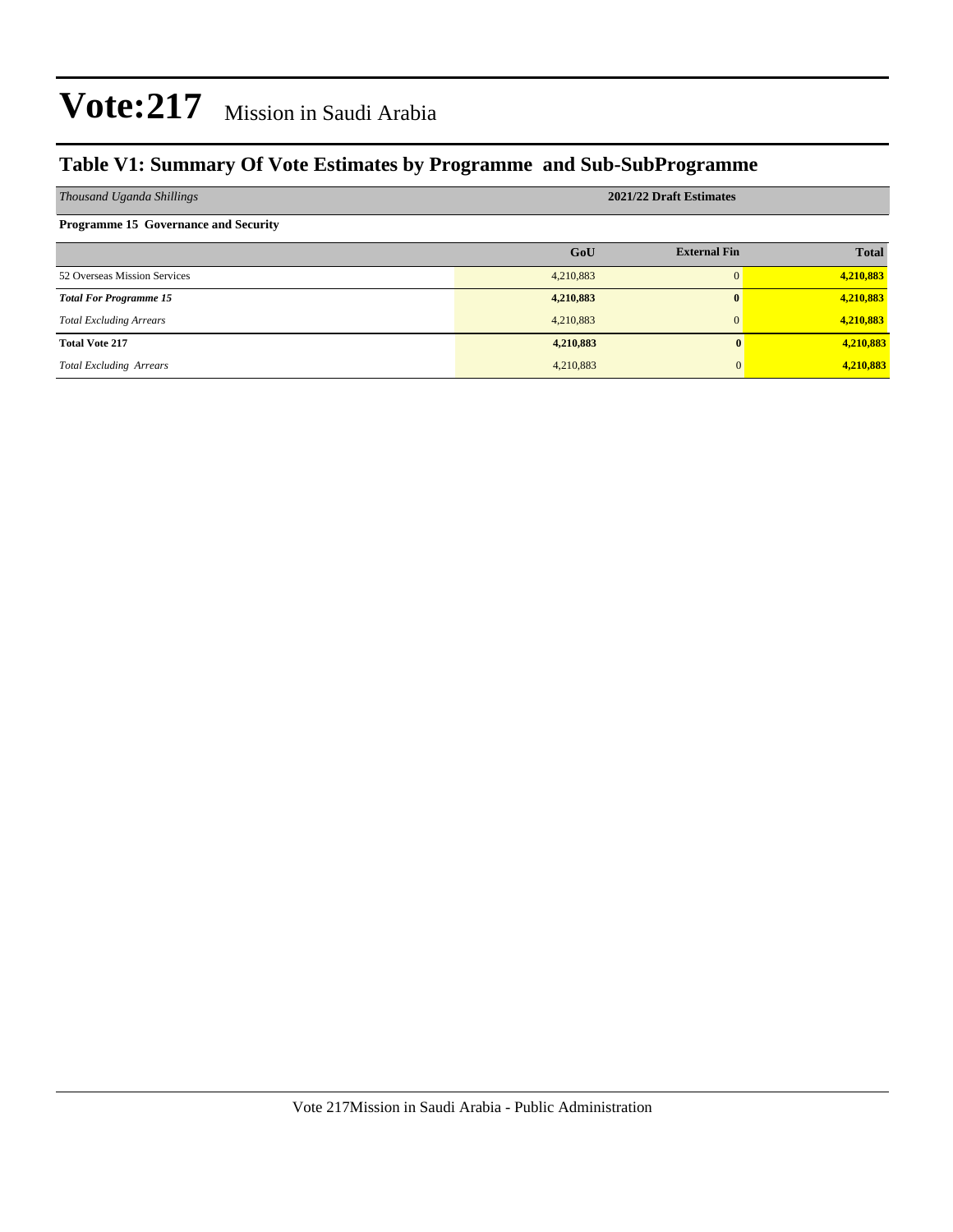# Vote:217 Mission in Saudi Arabia

## Table V1: Summary Of Vote Estimates by Programme and Sub-SubProgramme

| *Thousand Uganda Shillings* | 2021/22 Draft Estimates | | |
|---|---|---|---|
| **Programme 15 Governance and Security** | | | |
| | **GoU** | **External Fin** | **Total** |
| 52 Overseas Mission Services | 4,210,883 | 0 | **4,210,883** |
| ***Total For Programme 15*** | **4,210,883** | **0** | **4,210,883** |
| *Total Excluding Arrears* | 4,210,883 | 0 | **4,210,883** |
| **Total Vote 217** | **4,210,883** | **0** | **4,210,883** |
| *Total Excluding Arrears* | 4,210,883 | 0 | **4,210,883** |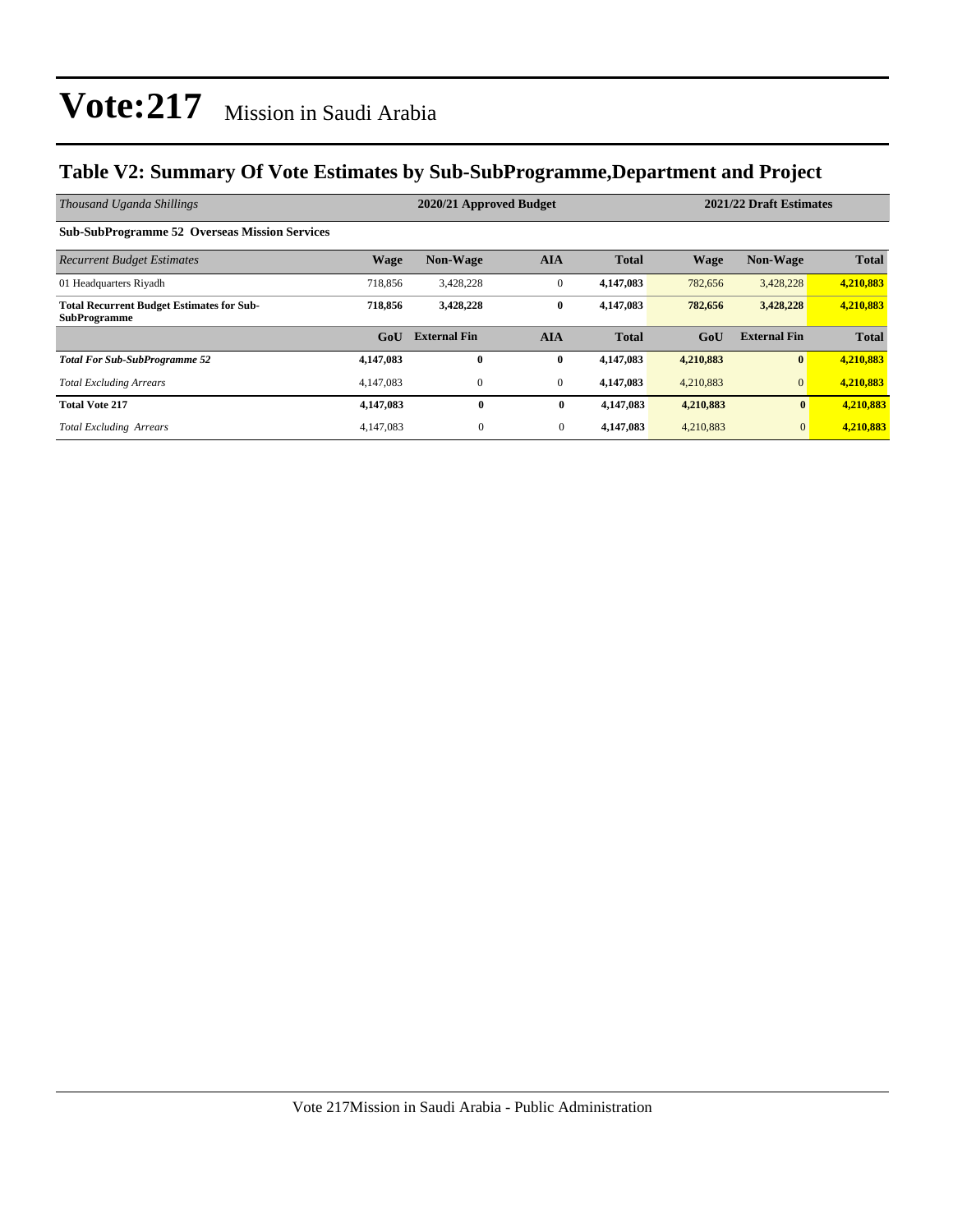# Vote:217 Mission in Saudi Arabia

## Table V2: Summary Of Vote Estimates by Sub-SubProgramme,Department and Project

| *Thousand Uganda Shillings* | 2020/21 Approved Budget | | | | 2021/22 Draft Estimates | | |
|---|---|---|---|---|---|---|---|
| **Sub-SubProgramme 52 Overseas Mission Services** | | | | | | | |
| *Recurrent Budget Estimates* | **Wage** | **Non-Wage** | **AIA** | **Total** | **Wage** | **Non-Wage** | **Total** |
| 01 Headquarters Riyadh | 718,856 | 3,428,228 | 0 | **4,147,083** | 782,656 | 3,428,228 | **4,210,883** |
| **Total Recurrent Budget Estimates for Sub-SubProgramme** | **718,856** | **3,428,228** | **0** | **4,147,083** | **782,656** | **3,428,228** | **4,210,883** |
| | **GoU** | **External Fin** | **AIA** | **Total** | **GoU** | **External Fin** | **Total** |
| ***Total For Sub-SubProgramme 52*** | **4,147,083** | **0** | **0** | **4,147,083** | **4,210,883** | **0** | **4,210,883** |
| *Total Excluding Arrears* | 4,147,083 | 0 | 0 | **4,147,083** | 4,210,883 | 0 | **4,210,883** |
| **Total Vote 217** | **4,147,083** | **0** | **0** | **4,147,083** | **4,210,883** | **0** | **4,210,883** |
| *Total Excluding Arrears* | 4,147,083 | 0 | 0 | **4,147,083** | 4,210,883 | 0 | **4,210,883** |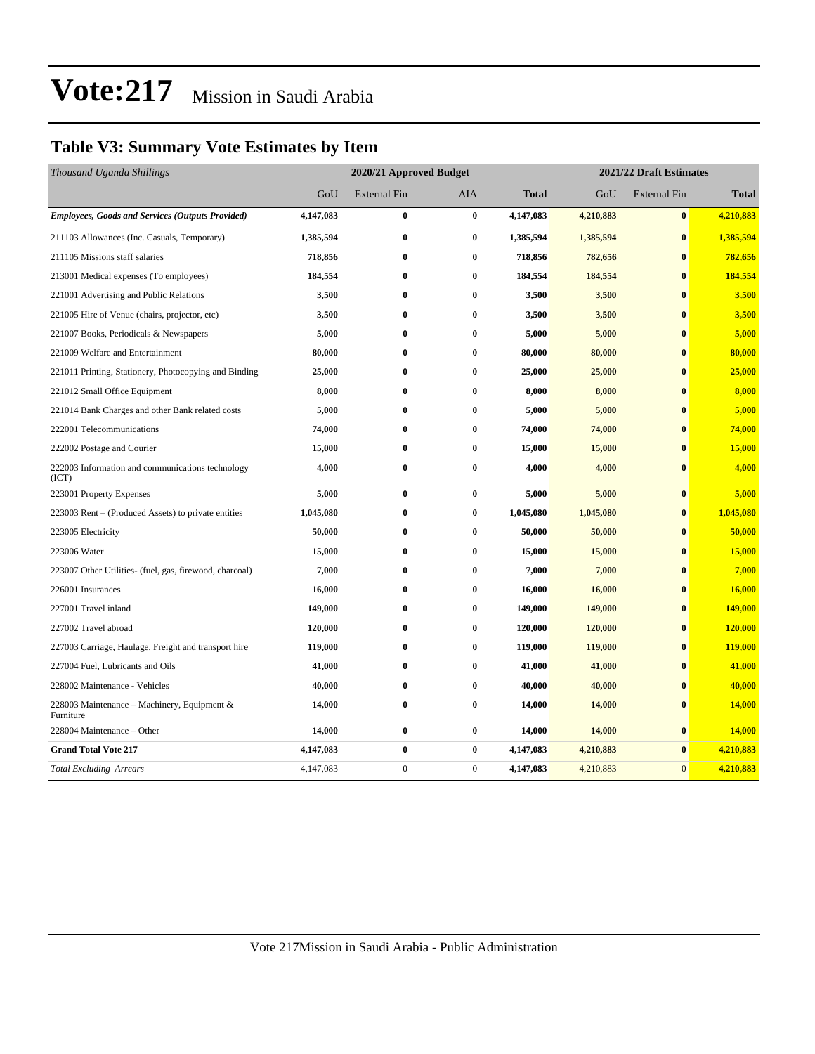# Vote:217 Mission in Saudi Arabia

## Table V3: Summary Vote Estimates by Item

| *Thousand Uganda Shillings* | 2020/21 Approved Budget | | | | 2021/22 Draft Estimates | | |
|---|---|---|---|---|---|---|---|
| | GoU | External Fin | AIA | **Total** | GoU | External Fin | **Total** |
| ***Employees, Goods and Services (Outputs Provided)*** | **4,147,083** | **0** | **0** | **4,147,083** | **4,210,883** | **0** | **4,210,883** |
| 211103 Allowances (Inc. Casuals, Temporary) | **1,385,594** | **0** | **0** | **1,385,594** | **1,385,594** | **0** | **1,385,594** |
| 211105 Missions staff salaries | **718,856** | **0** | **0** | **718,856** | **782,656** | **0** | **782,656** |
| 213001 Medical expenses (To employees) | **184,554** | **0** | **0** | **184,554** | **184,554** | **0** | **184,554** |
| 221001 Advertising and Public Relations | **3,500** | **0** | **0** | **3,500** | **3,500** | **0** | **3,500** |
| 221005 Hire of Venue (chairs, projector, etc) | **3,500** | **0** | **0** | **3,500** | **3,500** | **0** | **3,500** |
| 221007 Books, Periodicals & Newspapers | **5,000** | **0** | **0** | **5,000** | **5,000** | **0** | **5,000** |
| 221009 Welfare and Entertainment | **80,000** | **0** | **0** | **80,000** | **80,000** | **0** | **80,000** |
| 221011 Printing, Stationery, Photocopying and Binding | **25,000** | **0** | **0** | **25,000** | **25,000** | **0** | **25,000** |
| 221012 Small Office Equipment | **8,000** | **0** | **0** | **8,000** | **8,000** | **0** | **8,000** |
| 221014 Bank Charges and other Bank related costs | **5,000** | **0** | **0** | **5,000** | **5,000** | **0** | **5,000** |
| 222001 Telecommunications | **74,000** | **0** | **0** | **74,000** | **74,000** | **0** | **74,000** |
| 222002 Postage and Courier | **15,000** | **0** | **0** | **15,000** | **15,000** | **0** | **15,000** |
| 222003 Information and communications technology (ICT) | **4,000** | **0** | **0** | **4,000** | **4,000** | **0** | **4,000** |
| 223001 Property Expenses | **5,000** | **0** | **0** | **5,000** | **5,000** | **0** | **5,000** |
| 223003 Rent – (Produced Assets) to private entities | **1,045,080** | **0** | **0** | **1,045,080** | **1,045,080** | **0** | **1,045,080** |
| 223005 Electricity | **50,000** | **0** | **0** | **50,000** | **50,000** | **0** | **50,000** |
| 223006 Water | **15,000** | **0** | **0** | **15,000** | **15,000** | **0** | **15,000** |
| 223007 Other Utilities- (fuel, gas, firewood, charcoal) | **7,000** | **0** | **0** | **7,000** | **7,000** | **0** | **7,000** |
| 226001 Insurances | **16,000** | **0** | **0** | **16,000** | **16,000** | **0** | **16,000** |
| 227001 Travel inland | **149,000** | **0** | **0** | **149,000** | **149,000** | **0** | **149,000** |
| 227002 Travel abroad | **120,000** | **0** | **0** | **120,000** | **120,000** | **0** | **120,000** |
| 227003 Carriage, Haulage, Freight and transport hire | **119,000** | **0** | **0** | **119,000** | **119,000** | **0** | **119,000** |
| 227004 Fuel, Lubricants and Oils | **41,000** | **0** | **0** | **41,000** | **41,000** | **0** | **41,000** |
| 228002 Maintenance - Vehicles | **40,000** | **0** | **0** | **40,000** | **40,000** | **0** | **40,000** |
| 228003 Maintenance – Machinery, Equipment & Furniture | **14,000** | **0** | **0** | **14,000** | **14,000** | **0** | **14,000** |
| 228004 Maintenance – Other | **14,000** | **0** | **0** | **14,000** | **14,000** | **0** | **14,000** |
| **Grand Total Vote 217** | **4,147,083** | **0** | **0** | **4,147,083** | **4,210,883** | **0** | **4,210,883** |
| *Total Excluding Arrears* | 4,147,083 | 0 | 0 | **4,147,083** | 4,210,883 | 0 | **4,210,883** |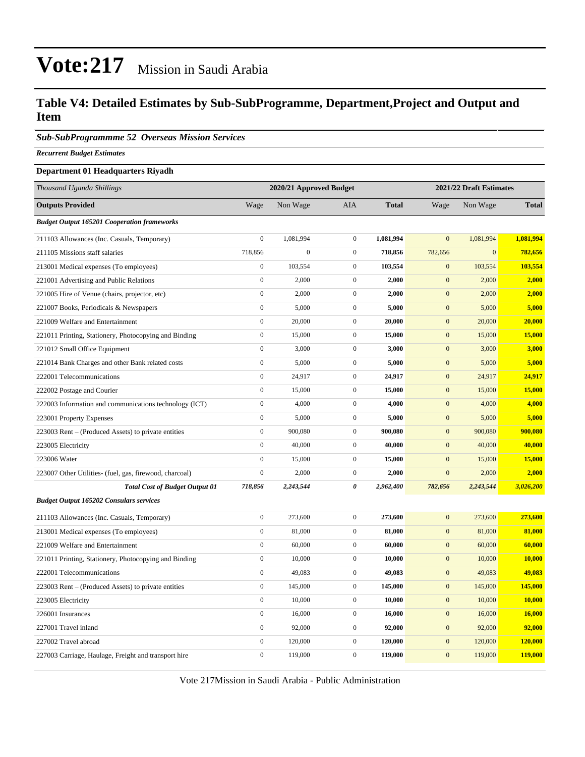# Vote:217 Mission in Saudi Arabia

## Table V4: Detailed Estimates by Sub-SubProgramme, Department,Project and Output and Item

### *Sub-SubProgrammme 52 Overseas Mission Services*

***Recurrent Budget Estimates***

**Department 01 Headquarters Riyadh**

| *Thousand Uganda Shillings* | 2020/21 Approved Budget | | | | 2021/22 Draft Estimates | | |
|---|---|---|---|---|---|---|---|
| **Outputs Provided** | Wage | Non Wage | AIA | **Total** | Wage | Non Wage | **Total** |
| ***Budget Output 165201 Cooperation frameworks*** | | | | | | | |
| 211103 Allowances (Inc. Casuals, Temporary) | 0 | 1,081,994 | 0 | **1,081,994** | 0 | 1,081,994 | **1,081,994** |
| 211105 Missions staff salaries | 718,856 | 0 | 0 | **718,856** | 782,656 | 0 | **782,656** |
| 213001 Medical expenses (To employees) | 0 | 103,554 | 0 | **103,554** | 0 | 103,554 | **103,554** |
| 221001 Advertising and Public Relations | 0 | 2,000 | 0 | **2,000** | 0 | 2,000 | **2,000** |
| 221005 Hire of Venue (chairs, projector, etc) | 0 | 2,000 | 0 | **2,000** | 0 | 2,000 | **2,000** |
| 221007 Books, Periodicals & Newspapers | 0 | 5,000 | 0 | **5,000** | 0 | 5,000 | **5,000** |
| 221009 Welfare and Entertainment | 0 | 20,000 | 0 | **20,000** | 0 | 20,000 | **20,000** |
| 221011 Printing, Stationery, Photocopying and Binding | 0 | 15,000 | 0 | **15,000** | 0 | 15,000 | **15,000** |
| 221012 Small Office Equipment | 0 | 3,000 | 0 | **3,000** | 0 | 3,000 | **3,000** |
| 221014 Bank Charges and other Bank related costs | 0 | 5,000 | 0 | **5,000** | 0 | 5,000 | **5,000** |
| 222001 Telecommunications | 0 | 24,917 | 0 | **24,917** | 0 | 24,917 | **24,917** |
| 222002 Postage and Courier | 0 | 15,000 | 0 | **15,000** | 0 | 15,000 | **15,000** |
| 222003 Information and communications technology (ICT) | 0 | 4,000 | 0 | **4,000** | 0 | 4,000 | **4,000** |
| 223001 Property Expenses | 0 | 5,000 | 0 | **5,000** | 0 | 5,000 | **5,000** |
| 223003 Rent – (Produced Assets) to private entities | 0 | 900,080 | 0 | **900,080** | 0 | 900,080 | **900,080** |
| 223005 Electricity | 0 | 40,000 | 0 | **40,000** | 0 | 40,000 | **40,000** |
| 223006 Water | 0 | 15,000 | 0 | **15,000** | 0 | 15,000 | **15,000** |
| 223007 Other Utilities- (fuel, gas, firewood, charcoal) | 0 | 2,000 | 0 | **2,000** | 0 | 2,000 | **2,000** |
| ***Total Cost of Budget Output 01*** | ***718,856*** | ***2,243,544*** | ***0*** | ***2,962,400*** | ***782,656*** | ***2,243,544*** | ***3,026,200*** |
| ***Budget Output 165202 Consulars services*** | | | | | | | |
| 211103 Allowances (Inc. Casuals, Temporary) | 0 | 273,600 | 0 | **273,600** | 0 | 273,600 | **273,600** |
| 213001 Medical expenses (To employees) | 0 | 81,000 | 0 | **81,000** | 0 | 81,000 | **81,000** |
| 221009 Welfare and Entertainment | 0 | 60,000 | 0 | **60,000** | 0 | 60,000 | **60,000** |
| 221011 Printing, Stationery, Photocopying and Binding | 0 | 10,000 | 0 | **10,000** | 0 | 10,000 | **10,000** |
| 222001 Telecommunications | 0 | 49,083 | 0 | **49,083** | 0 | 49,083 | **49,083** |
| 223003 Rent – (Produced Assets) to private entities | 0 | 145,000 | 0 | **145,000** | 0 | 145,000 | **145,000** |
| 223005 Electricity | 0 | 10,000 | 0 | **10,000** | 0 | 10,000 | **10,000** |
| 226001 Insurances | 0 | 16,000 | 0 | **16,000** | 0 | 16,000 | **16,000** |
| 227001 Travel inland | 0 | 92,000 | 0 | **92,000** | 0 | 92,000 | **92,000** |
| 227002 Travel abroad | 0 | 120,000 | 0 | **120,000** | 0 | 120,000 | **120,000** |
| 227003 Carriage, Haulage, Freight and transport hire | 0 | 119,000 | 0 | **119,000** | 0 | 119,000 | **119,000** |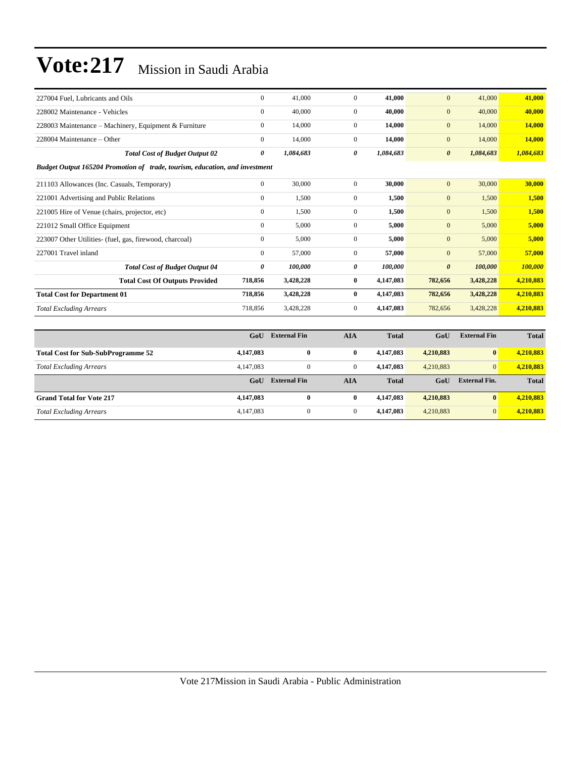# Vote:217 Mission in Saudi Arabia

| | | | | | | | |
|---|---|---|---|---|---|---|---|
| 227004 Fuel, Lubricants and Oils | 0 | 41,000 | 0 | **41,000** | 0 | 41,000 | **41,000** |
| 228002 Maintenance - Vehicles | 0 | 40,000 | 0 | **40,000** | 0 | 40,000 | **40,000** |
| 228003 Maintenance – Machinery, Equipment & Furniture | 0 | 14,000 | 0 | **14,000** | 0 | 14,000 | **14,000** |
| 228004 Maintenance – Other | 0 | 14,000 | 0 | **14,000** | 0 | 14,000 | **14,000** |
| ***Total Cost of Budget Output 02*** | ***0*** | ***1,084,683*** | ***0*** | ***1,084,683*** | ***0*** | ***1,084,683*** | ***1,084,683*** |
| ***Budget Output 165204 Promotion of trade, tourism, education, and investment*** | | | | | | | |
| 211103 Allowances (Inc. Casuals, Temporary) | 0 | 30,000 | 0 | **30,000** | 0 | 30,000 | **30,000** |
| 221001 Advertising and Public Relations | 0 | 1,500 | 0 | **1,500** | 0 | 1,500 | **1,500** |
| 221005 Hire of Venue (chairs, projector, etc) | 0 | 1,500 | 0 | **1,500** | 0 | 1,500 | **1,500** |
| 221012 Small Office Equipment | 0 | 5,000 | 0 | **5,000** | 0 | 5,000 | **5,000** |
| 223007 Other Utilities- (fuel, gas, firewood, charcoal) | 0 | 5,000 | 0 | **5,000** | 0 | 5,000 | **5,000** |
| 227001 Travel inland | 0 | 57,000 | 0 | **57,000** | 0 | 57,000 | **57,000** |
| ***Total Cost of Budget Output 04*** | ***0*** | ***100,000*** | ***0*** | ***100,000*** | ***0*** | ***100,000*** | ***100,000*** |
| **Total Cost Of Outputs Provided** | **718,856** | **3,428,228** | **0** | **4,147,083** | **782,656** | **3,428,228** | **4,210,883** |
| **Total Cost for Department 01** | **718,856** | **3,428,228** | **0** | **4,147,083** | **782,656** | **3,428,228** | **4,210,883** |
| *Total Excluding Arrears* | 718,856 | 3,428,228 | 0 | **4,147,083** | 782,656 | 3,428,228 | **4,210,883** |

| | GoU | External Fin | AIA | Total | GoU | External Fin | Total |
|---|---|---|---|---|---|---|---|
| **Total Cost for Sub-SubProgramme 52** | **4,147,083** | **0** | **0** | **4,147,083** | **4,210,883** | **0** | **4,210,883** |
| *Total Excluding Arrears* | 4,147,083 | 0 | 0 | **4,147,083** | 4,210,883 | 0 | **4,210,883** |
| | **GoU** | **External Fin** | **AIA** | **Total** | **GoU** | **External Fin.** | **Total** |
| **Grand Total for Vote 217** | **4,147,083** | **0** | **0** | **4,147,083** | **4,210,883** | **0** | **4,210,883** |
| *Total Excluding Arrears* | 4,147,083 | 0 | 0 | **4,147,083** | 4,210,883 | 0 | **4,210,883** |